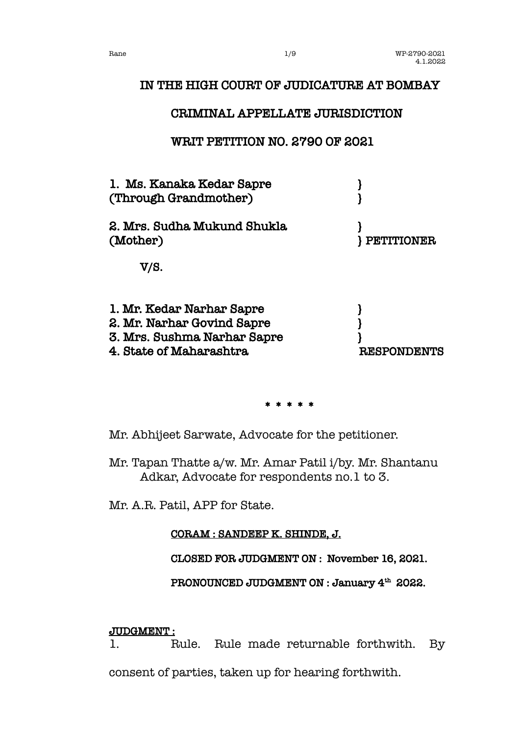# IN THE HIGH COURT OF JUDICATURE AT BOMBAY

## CRIMINAL APPELLATE JURISDICTION

## WRIT PETITION NO. 2790 OF 2021

1. Ms. Kanaka Kedar Sapre (Through Grandmother) }

2. Mrs. Sudha Mukund Shukla (Mother) } PETITIONER

V/S.

1. Mr. Kedar Narhar Sapre }
2. Mr. Narhar Govind Sapre }
3. Mrs. Sushma Narhar Sapre }
4. State of Maharashtra RESPONDENTS

\* \* \* \* \*

Mr. Abhijeet Sarwate, Advocate for the petitioner.

Mr. Tapan Thatte a/w. Mr. Amar Patil i/by. Mr. Shantanu Adkar, Advocate for respondents no.1 to 3.

Mr. A.R. Patil, APP for State.

**CORAM : SANDEEP K. SHINDE, J.**

**CLOSED FOR JUDGMENT ON : November 16, 2021.**

**PRONOUNCED JUDGMENT ON : January 4th 2022.**

**JUDGMENT :**

1. Rule. Rule made returnable forthwith. By consent of parties, taken up for hearing forthwith.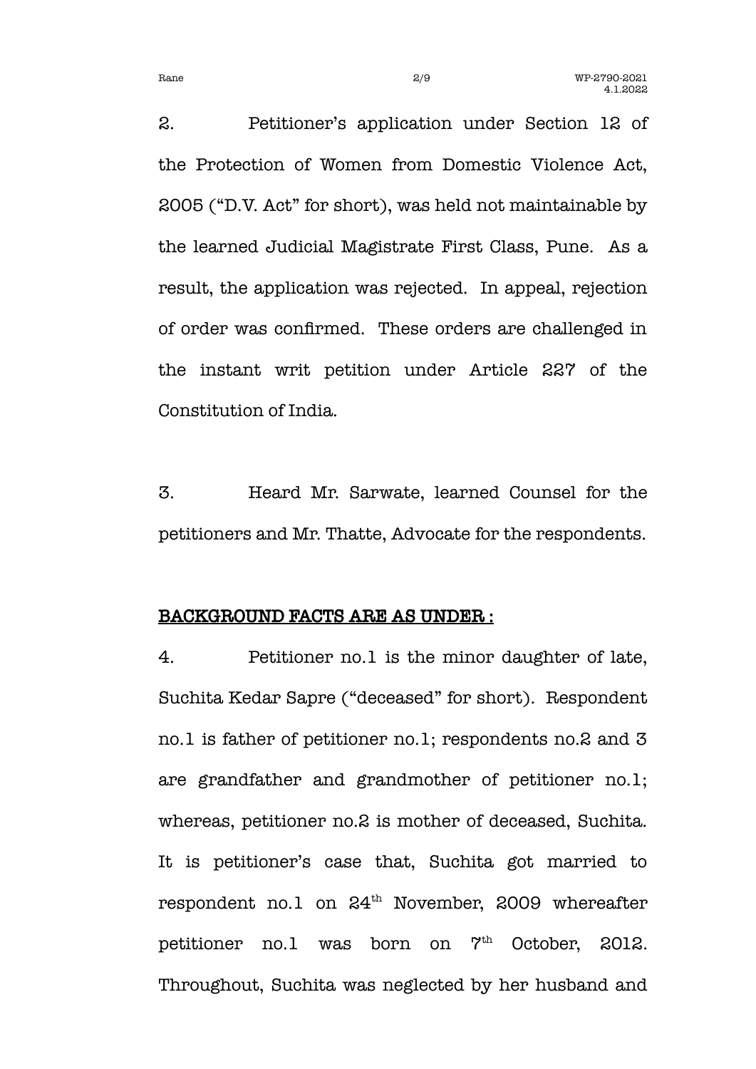2. Petitioner's application under Section 12 of the Protection of Women from Domestic Violence Act, 2005 ("D.V. Act" for short), was held not maintainable by the learned Judicial Magistrate First Class, Pune. As a result, the application was rejected. In appeal, rejection of order was confirmed. These orders are challenged in the instant writ petition under Article 227 of the Constitution of India.

3. Heard Mr. Sarwate, learned Counsel for the petitioners and Mr. Thatte, Advocate for the respondents.

## <u>BACKGROUND FACTS ARE AS UNDER :</u>

4. Petitioner no.1 is the minor daughter of late, Suchita Kedar Sapre ("deceased" for short). Respondent no.1 is father of petitioner no.1; respondents no.2 and 3 are grandfather and grandmother of petitioner no.1; whereas, petitioner no.2 is mother of deceased, Suchita. It is petitioner's case that, Suchita got married to respondent no.1 on 24th November, 2009 whereafter petitioner no.1 was born on 7th October, 2012. Throughout, Suchita was neglected by her husband and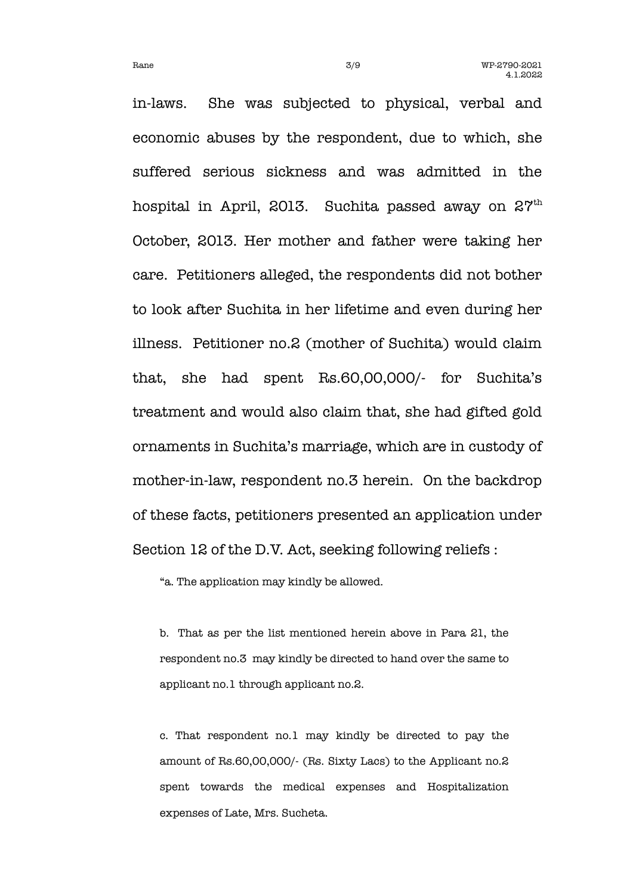in-laws. She was subjected to physical, verbal and economic abuses by the respondent, due to which, she suffered serious sickness and was admitted in the hospital in April, 2013. Suchita passed away on 27th October, 2013. Her mother and father were taking her care. Petitioners alleged, the respondents did not bother to look after Suchita in her lifetime and even during her illness. Petitioner no.2 (mother of Suchita) would claim that, she had spent Rs.60,00,000/- for Suchita's treatment and would also claim that, she had gifted gold ornaments in Suchita's marriage, which are in custody of mother-in-law, respondent no.3 herein. On the backdrop of these facts, petitioners presented an application under Section 12 of the D.V. Act, seeking following reliefs :

> "a. The application may kindly be allowed.
>
> b. That as per the list mentioned herein above in Para 21, the respondent no.3 may kindly be directed to hand over the same to applicant no.1 through applicant no.2.
>
> c. That respondent no.1 may kindly be directed to pay the amount of Rs.60,00,000/- (Rs. Sixty Lacs) to the Applicant no.2 spent towards the medical expenses and Hospitalization expenses of Late, Mrs. Sucheta.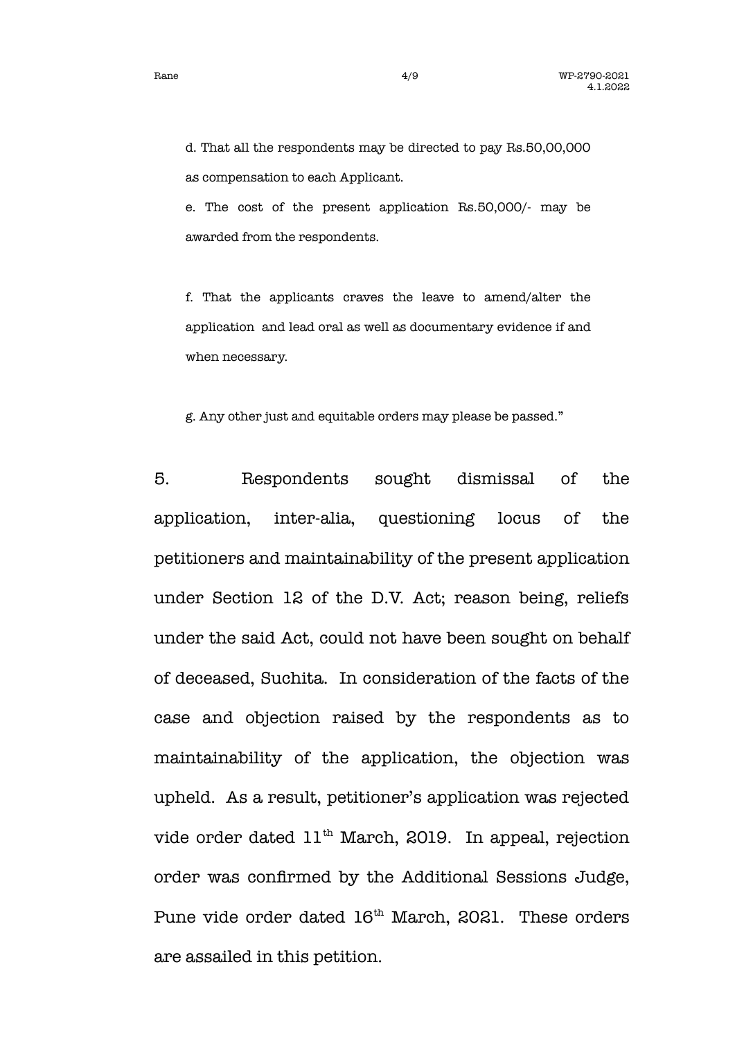d. That all the respondents may be directed to pay Rs.50,00,000 as compensation to each Applicant.

e. The cost of the present application Rs.50,000/- may be awarded from the respondents.

f. That the applicants craves the leave to amend/alter the application and lead oral as well as documentary evidence if and when necessary.

g. Any other just and equitable orders may please be passed."

5. Respondents sought dismissal of the application, inter-alia, questioning locus of the petitioners and maintainability of the present application under Section 12 of the D.V. Act; reason being, reliefs under the said Act, could not have been sought on behalf of deceased, Suchita. In consideration of the facts of the case and objection raised by the respondents as to maintainability of the application, the objection was upheld. As a result, petitioner's application was rejected vide order dated 11th March, 2019. In appeal, rejection order was confirmed by the Additional Sessions Judge, Pune vide order dated 16th March, 2021. These orders are assailed in this petition.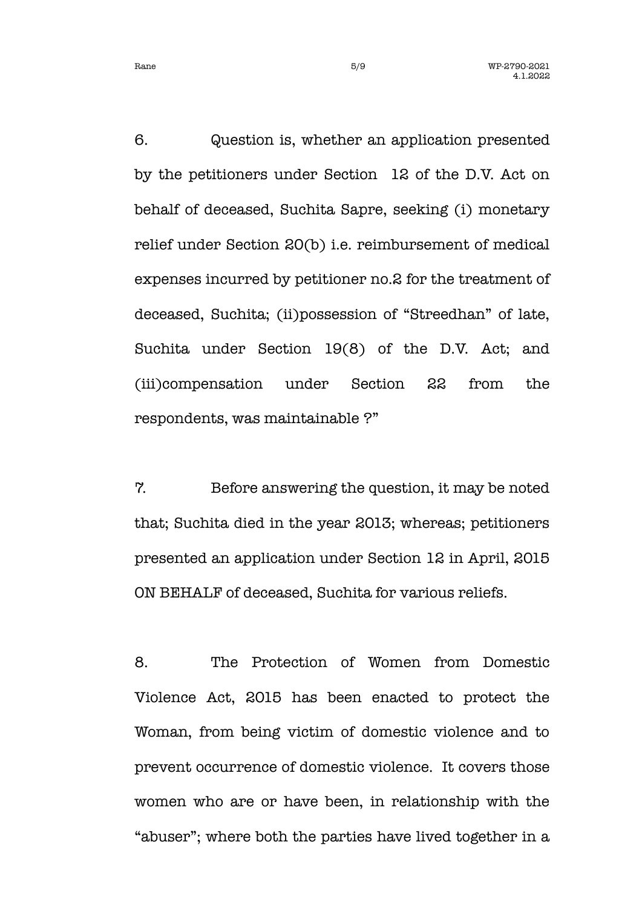6. Question is, whether an application presented by the petitioners under Section 12 of the D.V. Act on behalf of deceased, Suchita Sapre, seeking (i) monetary relief under Section 20(b) i.e. reimbursement of medical expenses incurred by petitioner no.2 for the treatment of deceased, Suchita; (ii)possession of "Streedhan" of late, Suchita under Section 19(8) of the D.V. Act; and (iii)compensation under Section 22 from the respondents, was maintainable ?"

7. Before answering the question, it may be noted that; Suchita died in the year 2013; whereas; petitioners presented an application under Section 12 in April, 2015 ON BEHALF of deceased, Suchita for various reliefs.

8. The Protection of Women from Domestic Violence Act, 2015 has been enacted to protect the Woman, from being victim of domestic violence and to prevent occurrence of domestic violence. It covers those women who are or have been, in relationship with the "abuser"; where both the parties have lived together in a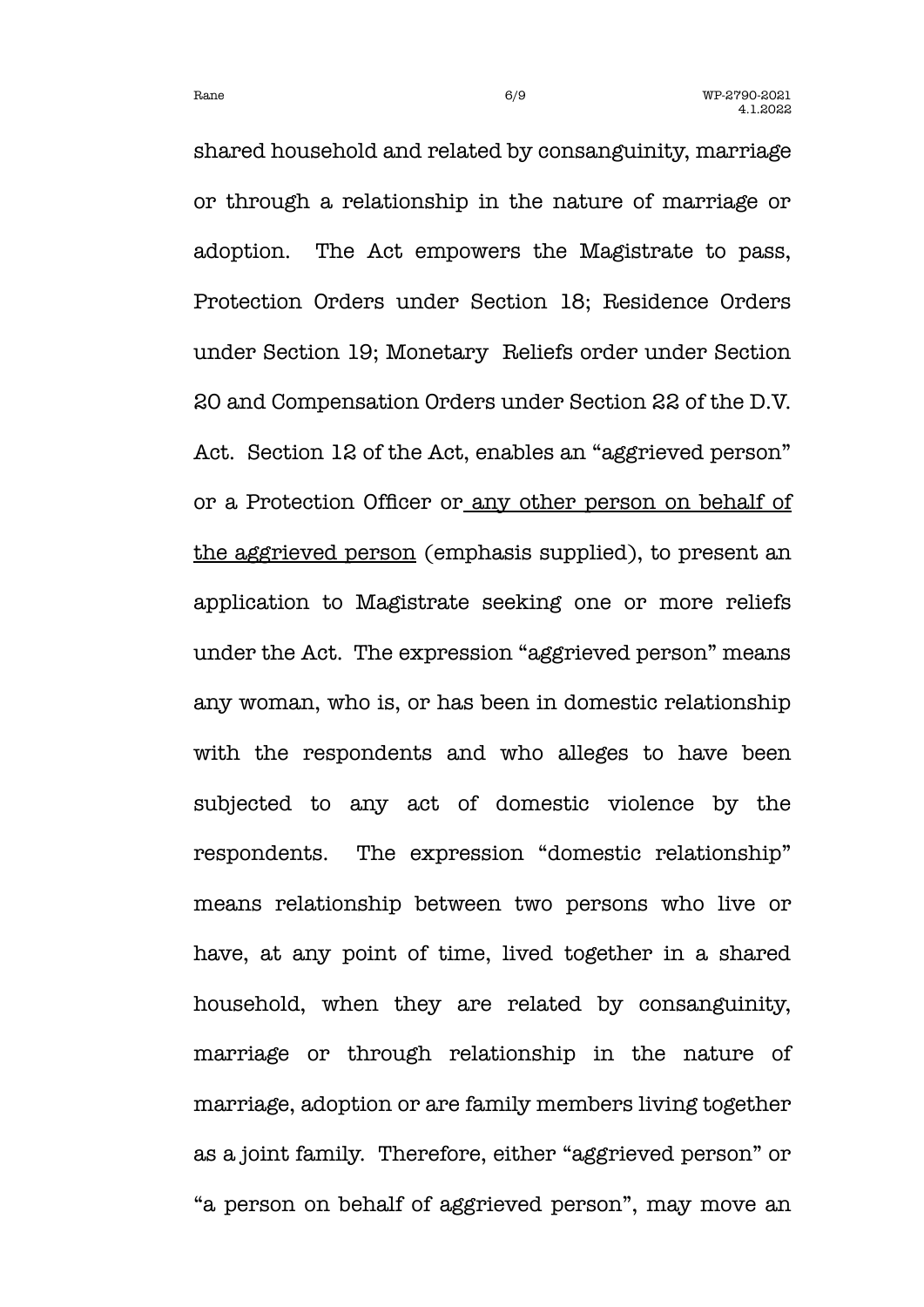shared household and related by consanguinity, marriage or through a relationship in the nature of marriage or adoption. The Act empowers the Magistrate to pass, Protection Orders under Section 18; Residence Orders under Section 19; Monetary Reliefs order under Section 20 and Compensation Orders under Section 22 of the D.V. Act. Section 12 of the Act, enables an "aggrieved person" or a Protection Officer or <u>any other person on behalf of the aggrieved person</u> (emphasis supplied), to present an application to Magistrate seeking one or more reliefs under the Act. The expression "aggrieved person" means any woman, who is, or has been in domestic relationship with the respondents and who alleges to have been subjected to any act of domestic violence by the respondents. The expression "domestic relationship" means relationship between two persons who live or have, at any point of time, lived together in a shared household, when they are related by consanguinity, marriage or through relationship in the nature of marriage, adoption or are family members living together as a joint family. Therefore, either "aggrieved person" or "a person on behalf of aggrieved person", may move an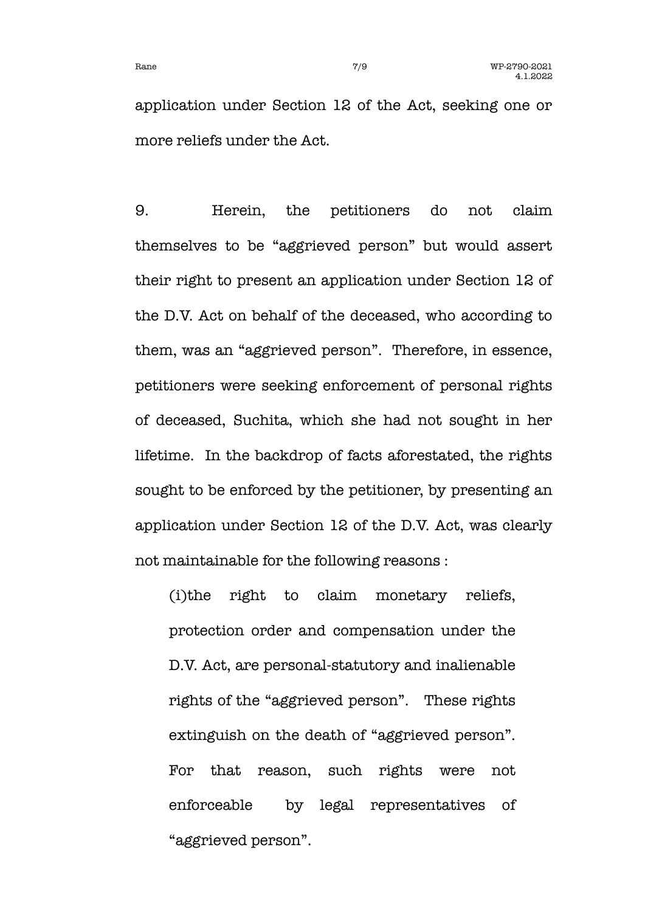application under Section 12 of the Act, seeking one or more reliefs under the Act.

9. Herein, the petitioners do not claim themselves to be "aggrieved person" but would assert their right to present an application under Section 12 of the D.V. Act on behalf of the deceased, who according to them, was an "aggrieved person". Therefore, in essence, petitioners were seeking enforcement of personal rights of deceased, Suchita, which she had not sought in her lifetime. In the backdrop of facts aforestated, the rights sought to be enforced by the petitioner, by presenting an application under Section 12 of the D.V. Act, was clearly not maintainable for the following reasons :

(i) the right to claim monetary reliefs, protection order and compensation under the D.V. Act, are personal-statutory and inalienable rights of the "aggrieved person". These rights extinguish on the death of "aggrieved person". For that reason, such rights were not enforceable by legal representatives of "aggrieved person".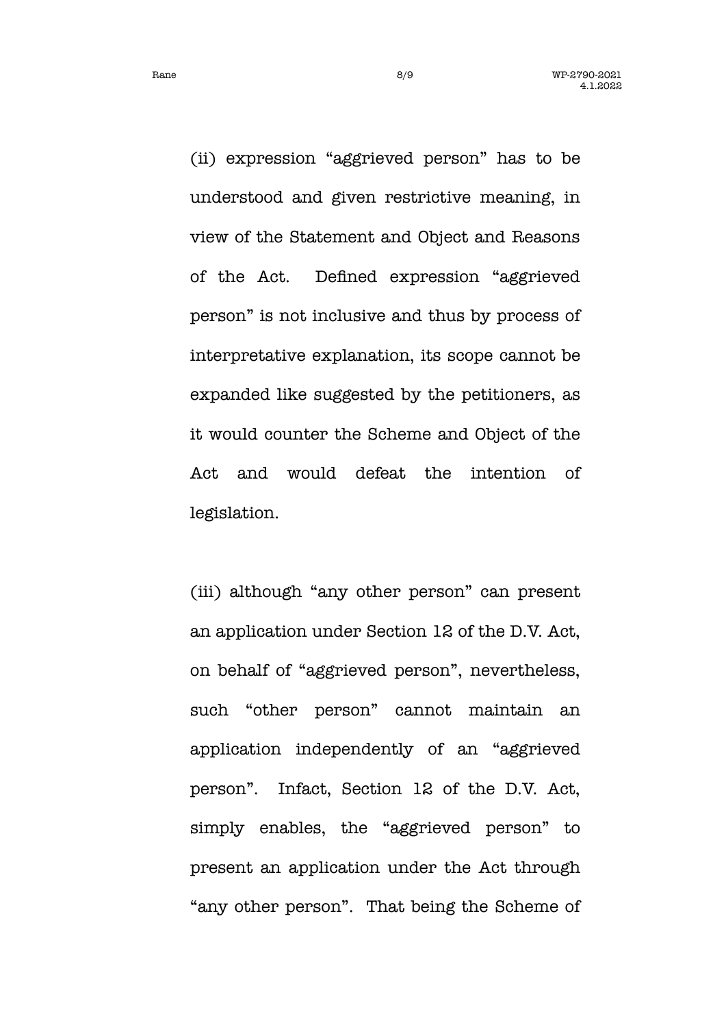(ii) expression "aggrieved person" has to be understood and given restrictive meaning, in view of the Statement and Object and Reasons of the Act. Defined expression "aggrieved person" is not inclusive and thus by process of interpretative explanation, its scope cannot be expanded like suggested by the petitioners, as it would counter the Scheme and Object of the Act and would defeat the intention of legislation.

(iii) although "any other person" can present an application under Section 12 of the D.V. Act, on behalf of "aggrieved person", nevertheless, such "other person" cannot maintain an application independently of an "aggrieved person". Infact, Section 12 of the D.V. Act, simply enables, the "aggrieved person" to present an application under the Act through "any other person". That being the Scheme of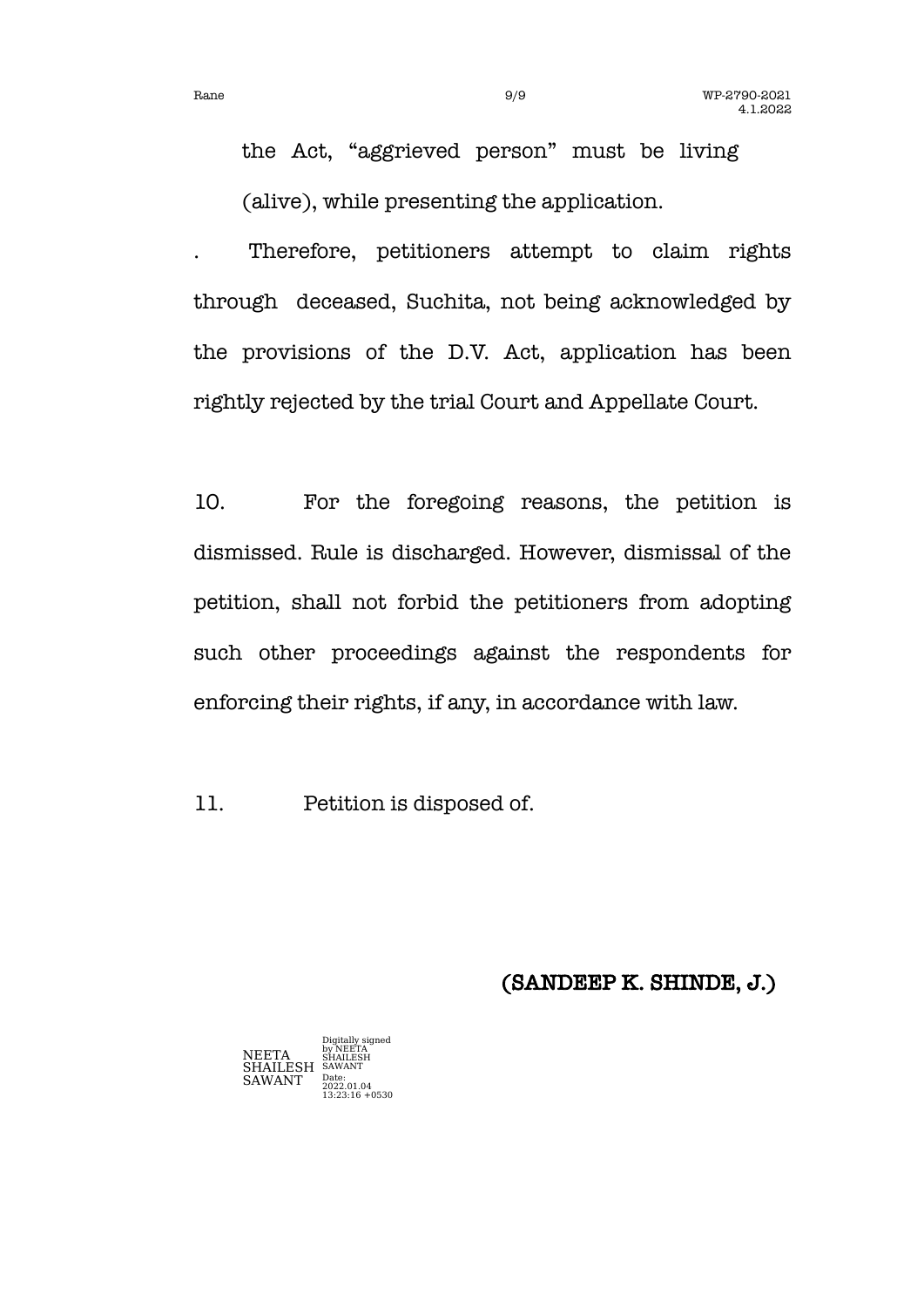the Act, “aggrieved person” must be living (alive), while presenting the application.

. Therefore, petitioners attempt to claim rights through deceased, Suchita, not being acknowledged by the provisions of the D.V. Act, application has been rightly rejected by the trial Court and Appellate Court.

10. For the foregoing reasons, the petition is dismissed. Rule is discharged. However, dismissal of the petition, shall not forbid the petitioners from adopting such other proceedings against the respondents for enforcing their rights, if any, in accordance with law.

11. Petition is disposed of.

**(SANDEEP K. SHINDE, J.)**

NEETA SHAILESH SAWANT

Digitally signed by NEETA SHAILESH SAWANT
Date: 2022.01.04 13:23:16 +0530